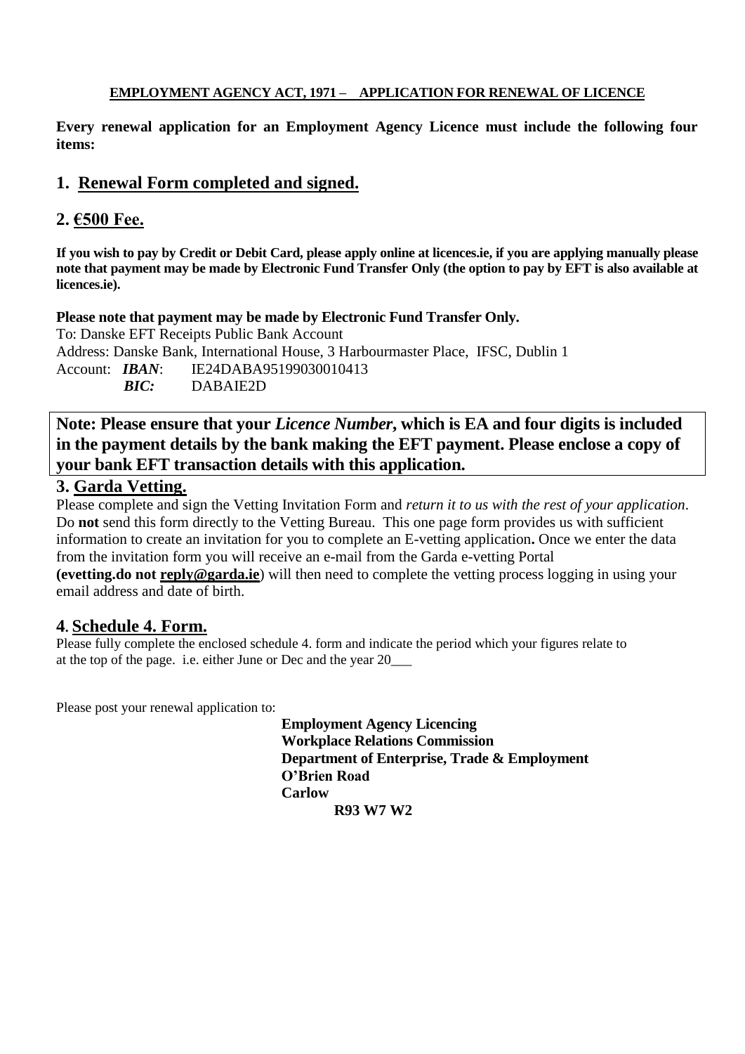**EMPLOYMENT AGENCY ACT, 1971 – APPLICATION FOR RENEWAL OF LICENCE**

**Every renewal application for an Employment Agency Licence must include the following four items:**

## 1. Renewal Form completed and signed.

## 2. €500 Fee.

**If you wish to pay by Credit or Debit Card, please apply online at licences.ie, if you are applying manually please note that payment may be made by Electronic Fund Transfer Only (the option to pay by EFT is also available at licences.ie).**

**Please note that payment may be made by Electronic Fund Transfer Only.**

To: Danske EFT Receipts Public Bank Account
Address: Danske Bank, International House, 3 Harbourmaster Place, IFSC, Dublin 1
Account: ***IBAN***: IE24DABA95199030010413
***BIC:*** DABAIE2D

**Note: Please ensure that your *Licence Number*, which is EA and four digits is included in the payment details by the bank making the EFT payment. Please enclose a copy of your bank EFT transaction details with this application.**

## 3. Garda Vetting.

Please complete and sign the Vetting Invitation Form and *return it to us with the rest of your application*. Do **not** send this form directly to the Vetting Bureau. This one page form provides us with sufficient information to create an invitation for you to complete an E-vetting application**.** Once we enter the data from the invitation form you will receive an e-mail from the Garda e-vetting Portal **(evetting.do not reply@garda.ie**) will then need to complete the vetting process logging in using your email address and date of birth.

## 4. Schedule 4. Form.

Please fully complete the enclosed schedule 4. form and indicate the period which your figures relate to at the top of the page. i.e. either June or Dec and the year 20___

Please post your renewal application to:

**Employment Agency Licencing**
**Workplace Relations Commission**
**Department of Enterprise, Trade & Employment**
**O'Brien Road**
**Carlow**
**R93 W7 W2**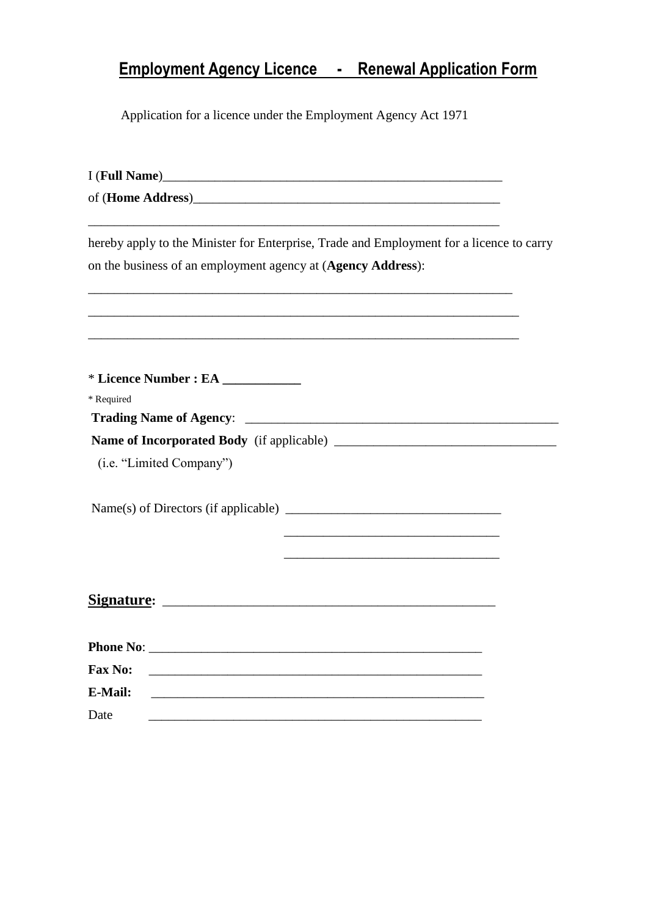# Employment Agency Licence - Renewal Application Form

Application for a licence under the Employment Agency Act 1971

I (**Full Name**)_____________________________________________________

of (**Home Address**)_________________________________________________

_____________________________________________________________________

hereby apply to the Minister for Enterprise, Trade and Employment for a licence to carry on the business of an employment agency at (**Agency Address**):

_____________________________________________________________________

_____________________________________________________________________

_____________________________________________________________________

* **Licence Number : EA ____________**

* Required

**Trading Name of Agency**: _________________________________________________

**Name of Incorporated Body** (if applicable) ___________________________________

(i.e. "Limited Company")

Name(s) of Directors (if applicable) ________________________________

________________________________

________________________________

**Signature:** _________________________________________________

**Phone No**: _________________________________________________

**Fax No:** _________________________________________________

**E-Mail:** _________________________________________________

Date _________________________________________________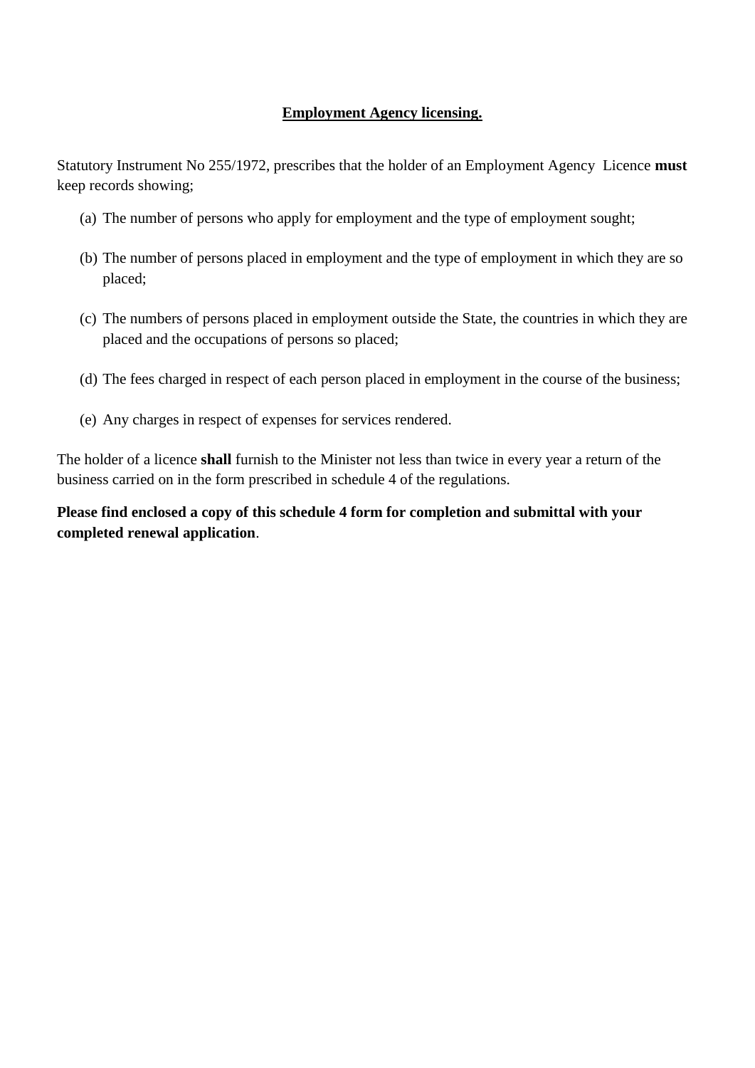## <u>Employment Agency licensing.</u>

Statutory Instrument No 255/1972, prescribes that the holder of an Employment Agency Licence **must** keep records showing;

(a) The number of persons who apply for employment and the type of employment sought;

(b) The number of persons placed in employment and the type of employment in which they are so placed;

(c) The numbers of persons placed in employment outside the State, the countries in which they are placed and the occupations of persons so placed;

(d) The fees charged in respect of each person placed in employment in the course of the business;

(e) Any charges in respect of expenses for services rendered.

The holder of a licence **shall** furnish to the Minister not less than twice in every year a return of the business carried on in the form prescribed in schedule 4 of the regulations.

**Please find enclosed a copy of this schedule 4 form for completion and submittal with your completed renewal application**.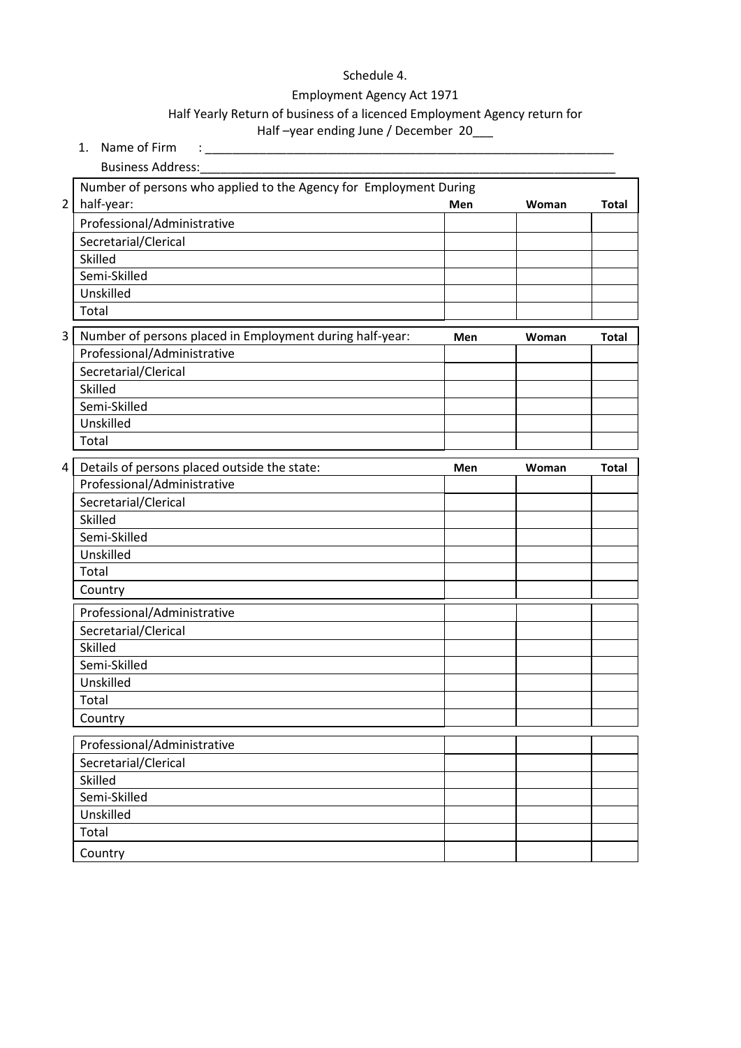Schedule 4.

Employment Agency Act 1971

Half Yearly Return of business of a licenced Employment Agency return for

Half –year ending June / December 20___

1. Name of Firm : ______________________________________________________________

   Business Address:______________________________________________________________

2\.

| Number of persons who applied to the Agency for Employment During half-year: | Men | Woman | Total |
|---|---|---|---|
| Professional/Administrative | | | |
| Secretarial/Clerical | | | |
| Skilled | | | |
| Semi-Skilled | | | |
| Unskilled | | | |
| Total | | | |

3\.

| Number of persons placed in Employment during half-year: | Men | Woman | Total |
|---|---|---|---|
| Professional/Administrative | | | |
| Secretarial/Clerical | | | |
| Skilled | | | |
| Semi-Skilled | | | |
| Unskilled | | | |
| Total | | | |

4\.

| Details of persons placed outside the state: | Men | Woman | Total |
|---|---|---|---|
| Professional/Administrative | | | |
| Secretarial/Clerical | | | |
| Skilled | | | |
| Semi-Skilled | | | |
| Unskilled | | | |
| Total | | | |
| Country | | | |
| Professional/Administrative | | | |
| Secretarial/Clerical | | | |
| Skilled | | | |
| Semi-Skilled | | | |
| Unskilled | | | |
| Total | | | |
| Country | | | |
| Professional/Administrative | | | |
| Secretarial/Clerical | | | |
| Skilled | | | |
| Semi-Skilled | | | |
| Unskilled | | | |
| Total | | | |
| Country | | | |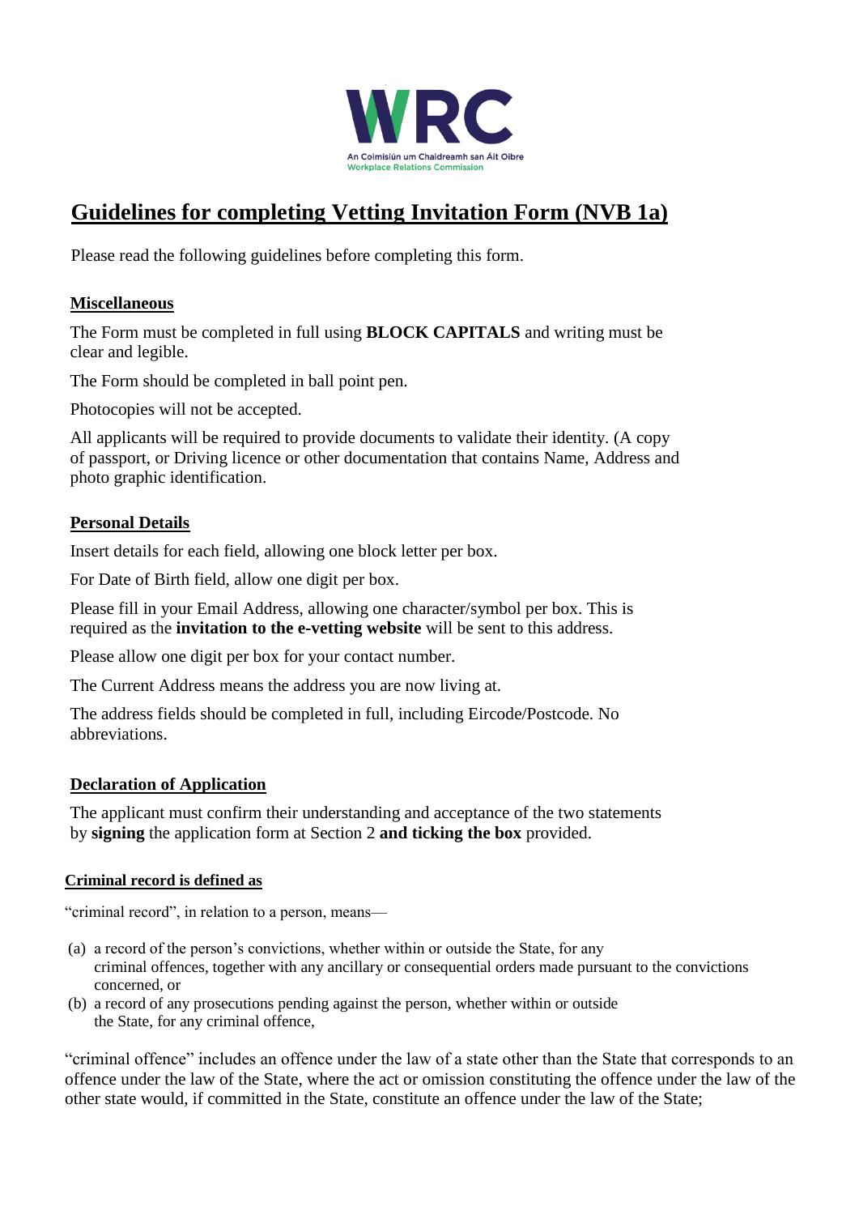WRC

An Coimisiún um Chaidreamh san Áit Oibre
Workplace Relations Commission

# Guidelines for completing Vetting Invitation Form (NVB 1a)

Please read the following guidelines before completing this form.

## Miscellaneous

The Form must be completed in full using **BLOCK CAPITALS** and writing must be clear and legible.

The Form should be completed in ball point pen.

Photocopies will not be accepted.

All applicants will be required to provide documents to validate their identity. (A copy of passport, or Driving licence or other documentation that contains Name, Address and photo graphic identification.

## Personal Details

Insert details for each field, allowing one block letter per box.

For Date of Birth field, allow one digit per box.

Please fill in your Email Address, allowing one character/symbol per box. This is required as the **invitation to the e-vetting website** will be sent to this address.

Please allow one digit per box for your contact number.

The Current Address means the address you are now living at.

The address fields should be completed in full, including Eircode/Postcode. No abbreviations.

## Declaration of Application

The applicant must confirm their understanding and acceptance of the two statements by **signing** the application form at Section 2 **and ticking the box** provided.

### Criminal record is defined as

"criminal record", in relation to a person, means—

(a) a record of the person's convictions, whether within or outside the State, for any criminal offences, together with any ancillary or consequential orders made pursuant to the convictions concerned, or
(b) a record of any prosecutions pending against the person, whether within or outside the State, for any criminal offence,

"criminal offence" includes an offence under the law of a state other than the State that corresponds to an offence under the law of the State, where the act or omission constituting the offence under the law of the other state would, if committed in the State, constitute an offence under the law of the State;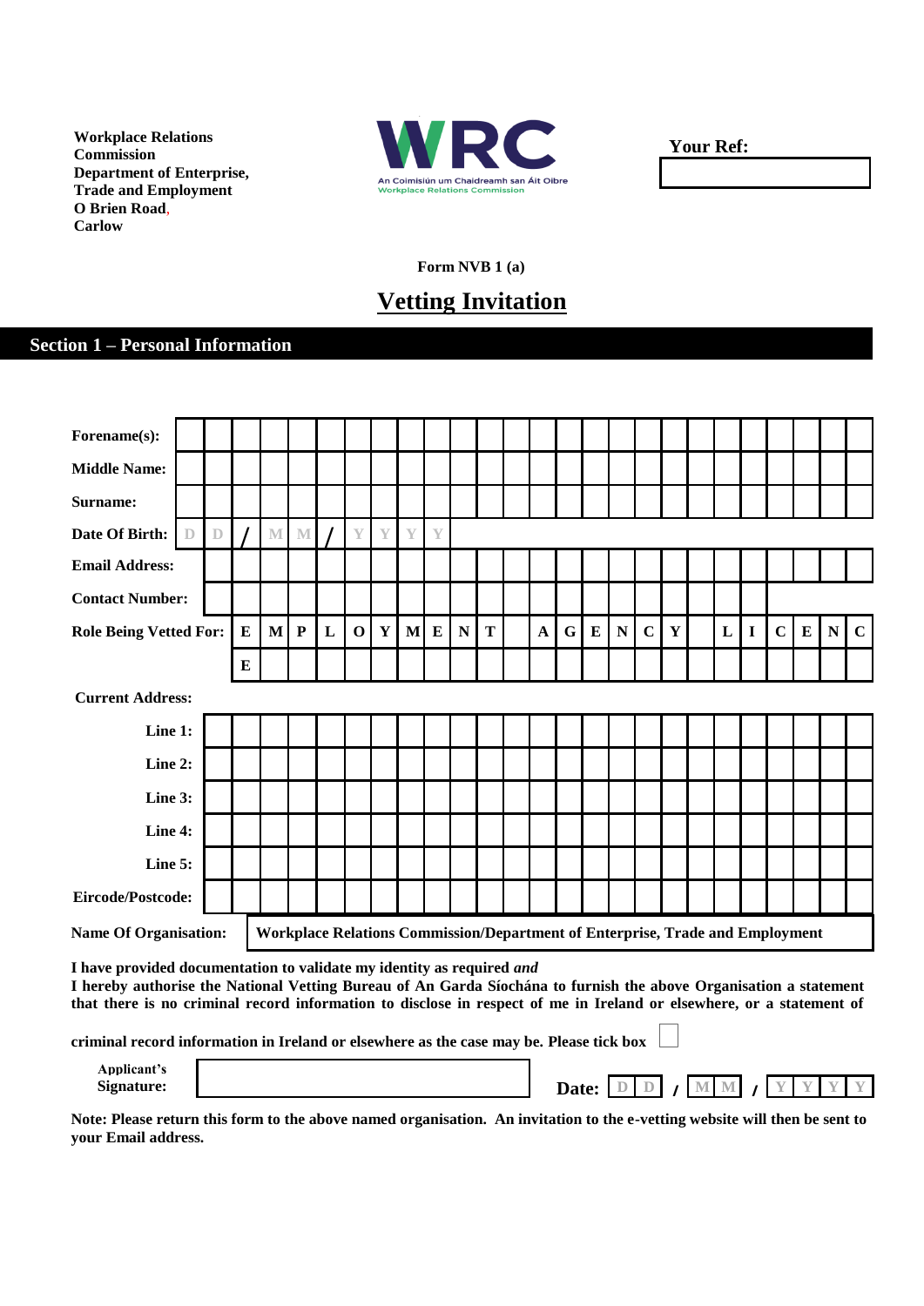Workplace Relations Commission
Department of Enterprise, Trade and Employment
O Brien Road,
Carlow

WRC
An Coimisiún um Chaidreamh san Áit Oibre
Workplace Relations Commission

**Your Ref:**

**Form NVB 1 (a)**

# Vetting Invitation

## Section 1 – Personal Information

**Forename(s):**

**Middle Name:**

**Surname:**

**Date Of Birth:** D D / M M / Y Y Y Y

**Email Address:**

**Contact Number:**

**Role Being Vetted For:** EMPLOYMENT AGENCY LICENCE

**Current Address:**

**Line 1:**

**Line 2:**

**Line 3:**

**Line 4:**

**Line 5:**

**Eircode/Postcode:**

**Name Of Organisation:** **Workplace Relations Commission/Department of Enterprise, Trade and Employment**

**I have provided documentation to validate my identity as required** ***and***
**I hereby authorise the National Vetting Bureau of An Garda Síochána to furnish the above Organisation a statement that there is no criminal record information to disclose in respect of me in Ireland or elsewhere, or a statement of criminal record information in Ireland or elsewhere as the case may be. Please tick box** ☐

**Applicant's Signature:**

**Date:** D D / M M / Y Y Y Y

**Note: Please return this form to the above named organisation. An invitation to the e-vetting website will then be sent to your Email address.**